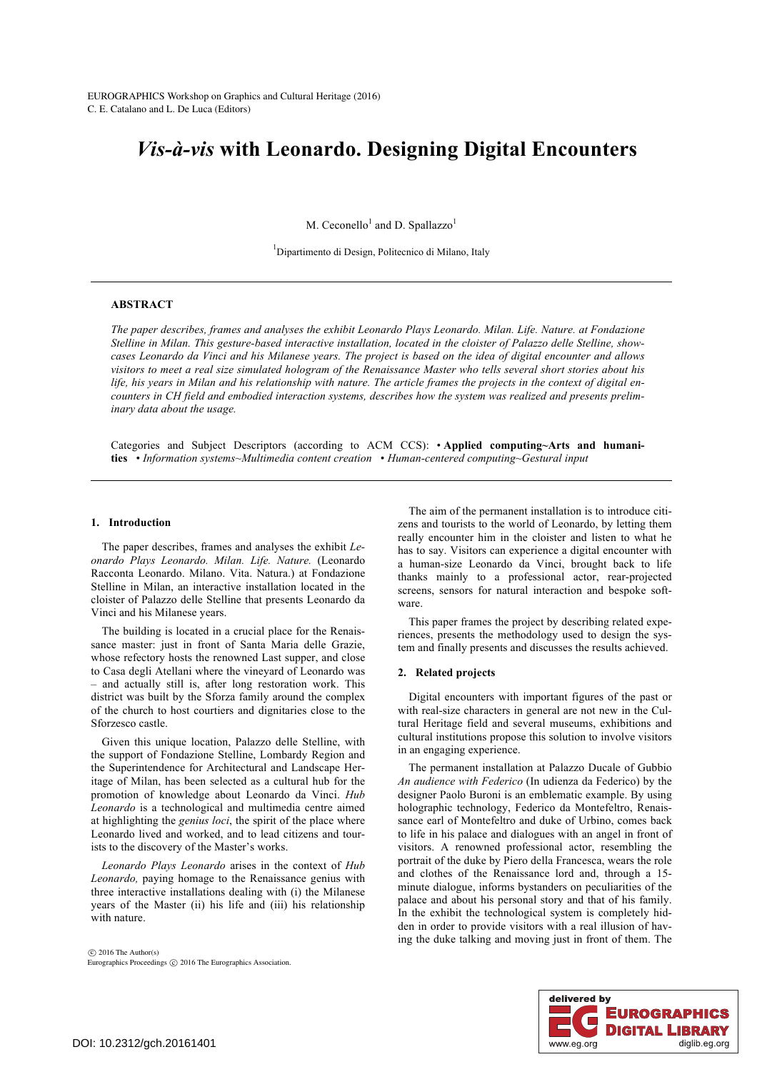# *Vis-à-vis* with Leonardo. Designing Digital Encounters

M. Ceconello[1] and D. Spallazzo[1]

[1]Dipartimento di Design, Politecnico di Milano, Italy

## ABSTRACT

*The paper describes, frames and analyses the exhibit Leonardo Plays Leonardo. Milan. Life. Nature. at Fondazione Stelline in Milan. This gesture-based interactive installation, located in the cloister of Palazzo delle Stelline, showcases Leonardo da Vinci and his Milanese years. The project is based on the idea of digital encounter and allows visitors to meet a real size simulated hologram of the Renaissance Master who tells several short stories about his life, his years in Milan and his relationship with nature. The article frames the projects in the context of digital encounters in CH field and embodied interaction systems, describes how the system was realized and presents preliminary data about the usage.*

Categories and Subject Descriptors (according to ACM CCS): • **Applied computing~Arts and humanities** • *Information systems~Multimedia content creation* • *Human-centered computing~Gestural input*

## 1. Introduction

The paper describes, frames and analyses the exhibit *Leonardo Plays Leonardo. Milan. Life. Nature.* (Leonardo Racconta Leonardo. Milano. Vita. Natura.) at Fondazione Stelline in Milan, an interactive installation located in the cloister of Palazzo delle Stelline that presents Leonardo da Vinci and his Milanese years.

The building is located in a crucial place for the Renaissance master: just in front of Santa Maria delle Grazie, whose refectory hosts the renowned Last supper, and close to Casa degli Atellani where the vineyard of Leonardo was – and actually still is, after long restoration work. This district was built by the Sforza family around the complex of the church to host courtiers and dignitaries close to the Sforzesco castle.

Given this unique location, Palazzo delle Stelline, with the support of Fondazione Stelline, Lombardy Region and the Superintendence for Architectural and Landscape Heritage of Milan, has been selected as a cultural hub for the promotion of knowledge about Leonardo da Vinci. *Hub Leonardo* is a technological and multimedia centre aimed at highlighting the *genius loci*, the spirit of the place where Leonardo lived and worked, and to lead citizens and tourists to the discovery of the Master's works.

*Leonardo Plays Leonardo* arises in the context of *Hub Leonardo,* paying homage to the Renaissance genius with three interactive installations dealing with (i) the Milanese years of the Master (ii) his life and (iii) his relationship with nature.

The aim of the permanent installation is to introduce citizens and tourists to the world of Leonardo, by letting them really encounter him in the cloister and listen to what he has to say. Visitors can experience a digital encounter with a human-size Leonardo da Vinci, brought back to life thanks mainly to a professional actor, rear-projected screens, sensors for natural interaction and bespoke software.

This paper frames the project by describing related experiences, presents the methodology used to design the system and finally presents and discusses the results achieved.

## 2. Related projects

Digital encounters with important figures of the past or with real-size characters in general are not new in the Cultural Heritage field and several museums, exhibitions and cultural institutions propose this solution to involve visitors in an engaging experience.

The permanent installation at Palazzo Ducale of Gubbio *An audience with Federico* (In udienza da Federico) by the designer Paolo Buroni is an emblematic example. By using holographic technology, Federico da Montefeltro, Renaissance earl of Montefeltro and duke of Urbino, comes back to life in his palace and dialogues with an angel in front of visitors. A renowned professional actor, resembling the portrait of the duke by Piero della Francesca, wears the role and clothes of the Renaissance lord and, through a 15-minute dialogue, informs bystanders on peculiarities of the palace and about his personal story and that of his family. In the exhibit the technological system is completely hidden in order to provide visitors with a real illusion of having the duke talking and moving just in front of them. The

© 2016 The Author(s)
Eurographics Proceedings © 2016 The Eurographics Association.

DOI: 10.2312/gch.20161401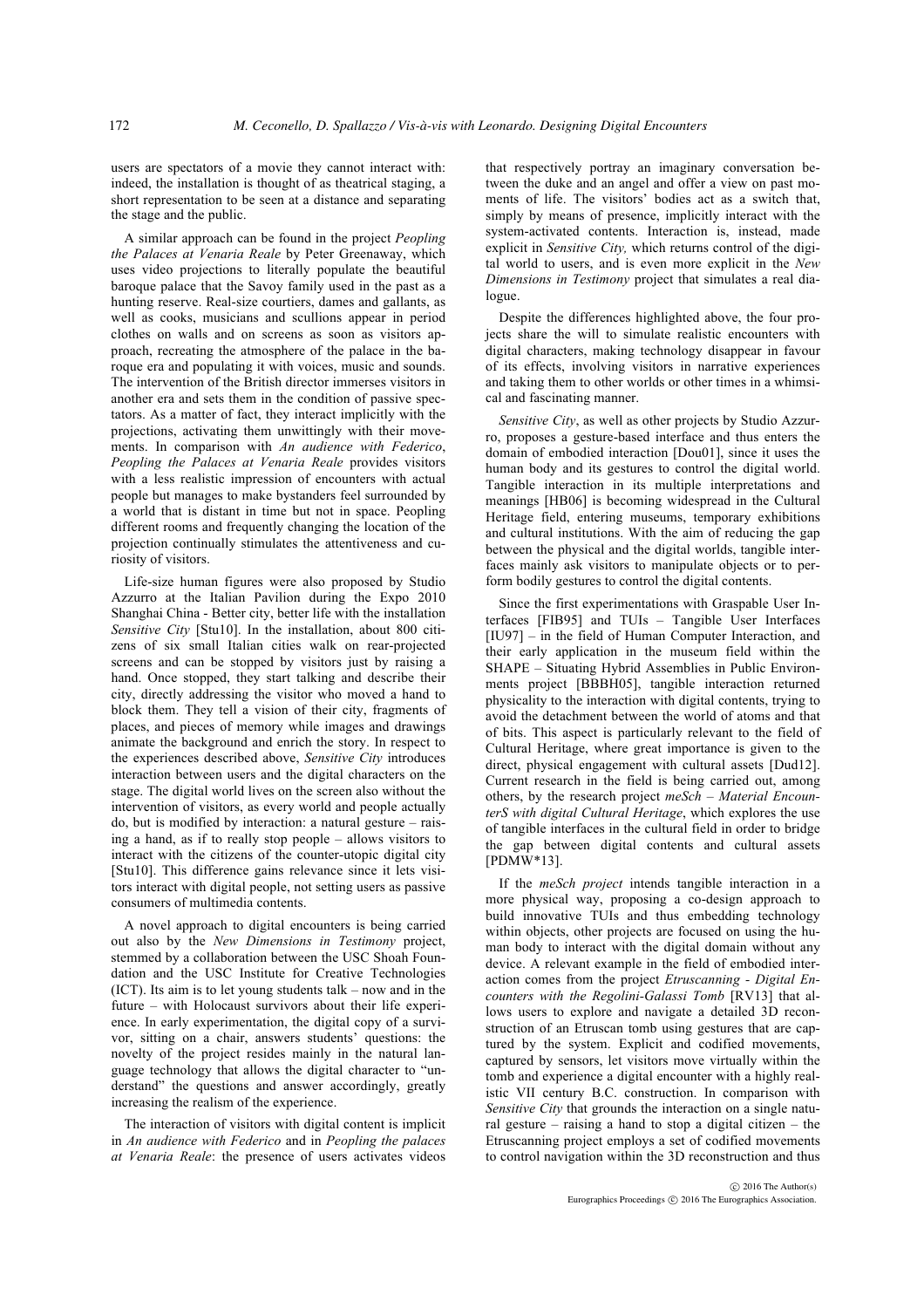users are spectators of a movie they cannot interact with: indeed, the installation is thought of as theatrical staging, a short representation to be seen at a distance and separating the stage and the public.

A similar approach can be found in the project *Peopling the Palaces at Venaria Reale* by Peter Greenaway, which uses video projections to literally populate the beautiful baroque palace that the Savoy family used in the past as a hunting reserve. Real-size courtiers, dames and gallants, as well as cooks, musicians and scullions appear in period clothes on walls and on screens as soon as visitors approach, recreating the atmosphere of the palace in the baroque era and populating it with voices, music and sounds. The intervention of the British director immerses visitors in another era and sets them in the condition of passive spectators. As a matter of fact, they interact implicitly with the projections, activating them unwittingly with their movements. In comparison with *An audience with Federico*, *Peopling the Palaces at Venaria Reale* provides visitors with a less realistic impression of encounters with actual people but manages to make bystanders feel surrounded by a world that is distant in time but not in space. Peopling different rooms and frequently changing the location of the projection continually stimulates the attentiveness and curiosity of visitors.

Life-size human figures were also proposed by Studio Azzurro at the Italian Pavilion during the Expo 2010 Shanghai China - Better city, better life with the installation *Sensitive City* [Stu10]. In the installation, about 800 citizens of six small Italian cities walk on rear-projected screens and can be stopped by visitors just by raising a hand. Once stopped, they start talking and describe their city, directly addressing the visitor who moved a hand to block them. They tell a vision of their city, fragments of places, and pieces of memory while images and drawings animate the background and enrich the story. In respect to the experiences described above, *Sensitive City* introduces interaction between users and the digital characters on the stage. The digital world lives on the screen also without the intervention of visitors, as every world and people actually do, but is modified by interaction: a natural gesture – raising a hand, as if to really stop people – allows visitors to interact with the citizens of the counter-utopic digital city [Stu10]. This difference gains relevance since it lets visitors interact with digital people, not setting users as passive consumers of multimedia contents.

A novel approach to digital encounters is being carried out also by the *New Dimensions in Testimony* project, stemmed by a collaboration between the USC Shoah Foundation and the USC Institute for Creative Technologies (ICT). Its aim is to let young students talk – now and in the future – with Holocaust survivors about their life experience. In early experimentation, the digital copy of a survivor, sitting on a chair, answers students' questions: the novelty of the project resides mainly in the natural language technology that allows the digital character to "understand" the questions and answer accordingly, greatly increasing the realism of the experience.

The interaction of visitors with digital content is implicit in *An audience with Federico* and in *Peopling the palaces at Venaria Reale*: the presence of users activates videos that respectively portray an imaginary conversation between the duke and an angel and offer a view on past moments of life. The visitors' bodies act as a switch that, simply by means of presence, implicitly interact with the system-activated contents. Interaction is, instead, made explicit in *Sensitive City,* which returns control of the digital world to users, and is even more explicit in the *New Dimensions in Testimony* project that simulates a real dialogue.

Despite the differences highlighted above, the four projects share the will to simulate realistic encounters with digital characters, making technology disappear in favour of its effects, involving visitors in narrative experiences and taking them to other worlds or other times in a whimsical and fascinating manner.

*Sensitive City*, as well as other projects by Studio Azzurro, proposes a gesture-based interface and thus enters the domain of embodied interaction [Dou01], since it uses the human body and its gestures to control the digital world. Tangible interaction in its multiple interpretations and meanings [HB06] is becoming widespread in the Cultural Heritage field, entering museums, temporary exhibitions and cultural institutions. With the aim of reducing the gap between the physical and the digital worlds, tangible interfaces mainly ask visitors to manipulate objects or to perform bodily gestures to control the digital contents.

Since the first experimentations with Graspable User Interfaces [FIB95] and TUIs – Tangible User Interfaces [IU97] – in the field of Human Computer Interaction, and their early application in the museum field within the SHAPE – Situating Hybrid Assemblies in Public Environments project [BBBH05], tangible interaction returned physicality to the interaction with digital contents, trying to avoid the detachment between the world of atoms and that of bits. This aspect is particularly relevant to the field of Cultural Heritage, where great importance is given to the direct, physical engagement with cultural assets [Dud12]. Current research in the field is being carried out, among others, by the research project *meSch – Material EncounterS with digital Cultural Heritage*, which explores the use of tangible interfaces in the cultural field in order to bridge the gap between digital contents and cultural assets [PDMW*13].

If the *meSch project* intends tangible interaction in a more physical way, proposing a co-design approach to build innovative TUIs and thus embedding technology within objects, other projects are focused on using the human body to interact with the digital domain without any device. A relevant example in the field of embodied interaction comes from the project *Etruscanning - Digital Encounters with the Regolini-Galassi Tomb* [RV13] that allows users to explore and navigate a detailed 3D reconstruction of an Etruscan tomb using gestures that are captured by the system. Explicit and codified movements, captured by sensors, let visitors move virtually within the tomb and experience a digital encounter with a highly realistic VII century B.C. construction. In comparison with *Sensitive City* that grounds the interaction on a single natural gesture – raising a hand to stop a digital citizen – the Etruscanning project employs a set of codified movements to control navigation within the 3D reconstruction and thus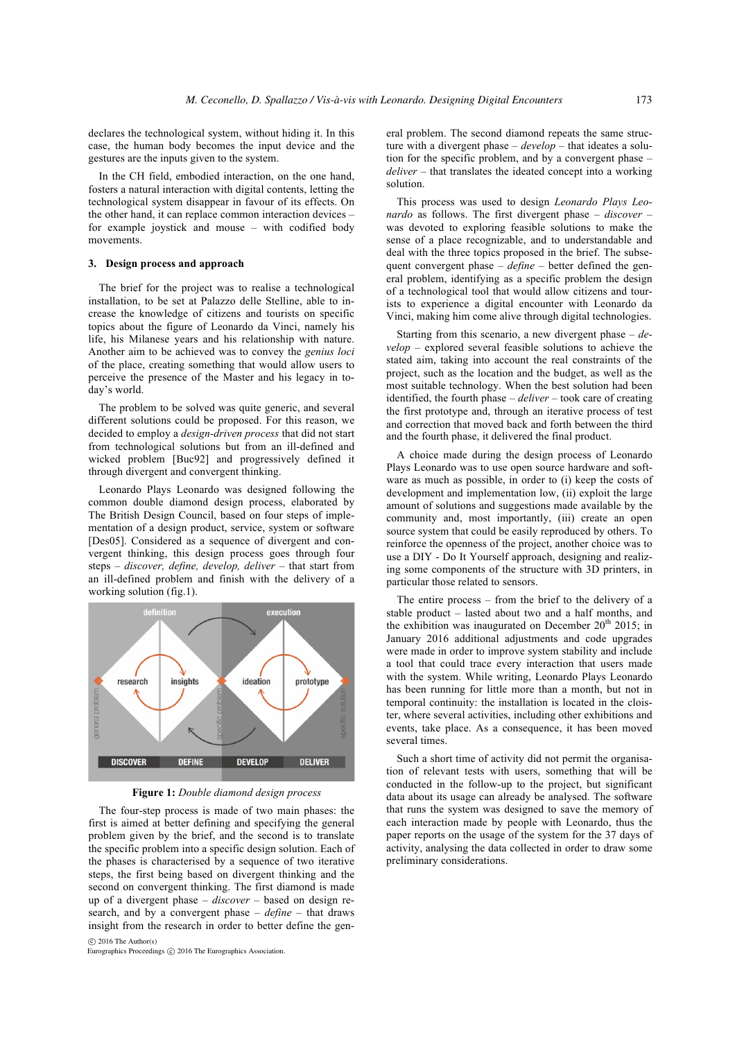declares the technological system, without hiding it. In this case, the human body becomes the input device and the gestures are the inputs given to the system.

In the CH field, embodied interaction, on the one hand, fosters a natural interaction with digital contents, letting the technological system disappear in favour of its effects. On the other hand, it can replace common interaction devices – for example joystick and mouse – with codified body movements.

### 3. Design process and approach

The brief for the project was to realise a technological installation, to be set at Palazzo delle Stelline, able to increase the knowledge of citizens and tourists on specific topics about the figure of Leonardo da Vinci, namely his life, his Milanese years and his relationship with nature. Another aim to be achieved was to convey the *genius loci* of the place, creating something that would allow users to perceive the presence of the Master and his legacy in today's world.

The problem to be solved was quite generic, and several different solutions could be proposed. For this reason, we decided to employ a *design-driven process* that did not start from technological solutions but from an ill-defined and wicked problem [Buc92] and progressively defined it through divergent and convergent thinking.

Leonardo Plays Leonardo was designed following the common double diamond design process, elaborated by The British Design Council, based on four steps of implementation of a design product, service, system or software [Des05]. Considered as a sequence of divergent and convergent thinking, this design process goes through four steps – *discover, define, develop, deliver* – that start from an ill-defined problem and finish with the delivery of a working solution (fig.1).

**Figure 1:** *Double diamond design process*

The four-step process is made of two main phases: the first is aimed at better defining and specifying the general problem given by the brief, and the second is to translate the specific problem into a specific design solution. Each of the phases is characterised by a sequence of two iterative steps, the first being based on divergent thinking and the second on convergent thinking. The first diamond is made up of a divergent phase – *discover* – based on design research, and by a convergent phase – *define* – that draws insight from the research in order to better define the general problem. The second diamond repeats the same structure with a divergent phase – *develop* – that ideates a solution for the specific problem, and by a convergent phase – *deliver* – that translates the ideated concept into a working solution.

This process was used to design *Leonardo Plays Leonardo* as follows. The first divergent phase – *discover* – was devoted to exploring feasible solutions to make the sense of a place recognizable, and to understandable and deal with the three topics proposed in the brief. The subsequent convergent phase – *define* – better defined the general problem, identifying as a specific problem the design of a technological tool that would allow citizens and tourists to experience a digital encounter with Leonardo da Vinci, making him come alive through digital technologies.

Starting from this scenario, a new divergent phase – *develop* – explored several feasible solutions to achieve the stated aim, taking into account the real constraints of the project, such as the location and the budget, as well as the most suitable technology. When the best solution had been identified, the fourth phase – *deliver* – took care of creating the first prototype and, through an iterative process of test and correction that moved back and forth between the third and the fourth phase, it delivered the final product.

A choice made during the design process of Leonardo Plays Leonardo was to use open source hardware and software as much as possible, in order to (i) keep the costs of development and implementation low, (ii) exploit the large amount of solutions and suggestions made available by the community and, most importantly, (iii) create an open source system that could be easily reproduced by others. To reinforce the openness of the project, another choice was to use a DIY - Do It Yourself approach, designing and realizing some components of the structure with 3D printers, in particular those related to sensors.

The entire process – from the brief to the delivery of a stable product – lasted about two and a half months, and the exhibition was inaugurated on December 20th 2015; in January 2016 additional adjustments and code upgrades were made in order to improve system stability and include a tool that could trace every interaction that users made with the system. While writing, Leonardo Plays Leonardo has been running for little more than a month, but not in temporal continuity: the installation is located in the cloister, where several activities, including other exhibitions and events, take place. As a consequence, it has been moved several times.

Such a short time of activity did not permit the organisation of relevant tests with users, something that will be conducted in the follow-up to the project, but significant data about its usage can already be analysed. The software that runs the system was designed to save the memory of each interaction made by people with Leonardo, thus the paper reports on the usage of the system for the 37 days of activity, analysing the data collected in order to draw some preliminary considerations.

© 2016 The Author(s)
Eurographics Proceedings © 2016 The Eurographics Association.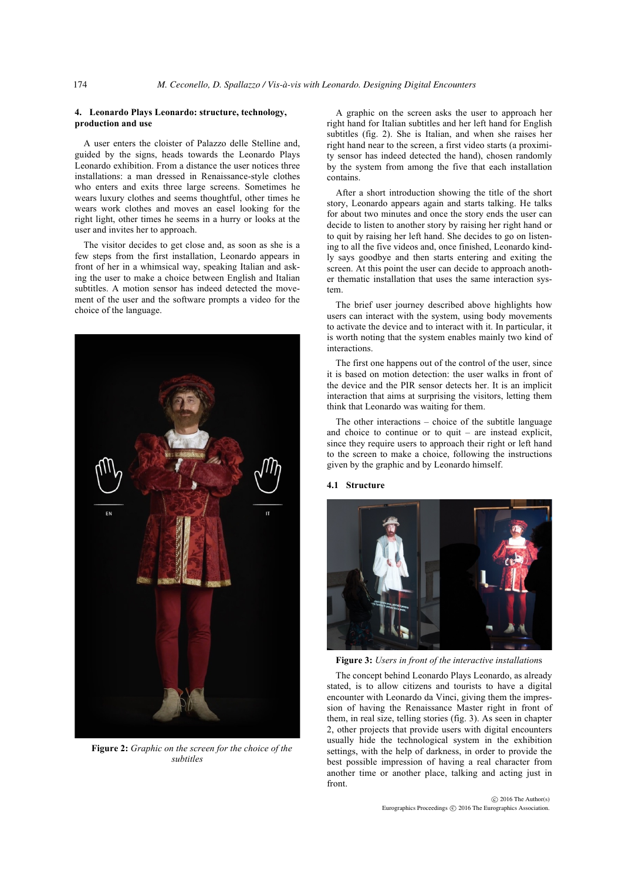## 4. Leonardo Plays Leonardo: structure, technology, production and use

A user enters the cloister of Palazzo delle Stelline and, guided by the signs, heads towards the Leonardo Plays Leonardo exhibition. From a distance the user notices three installations: a man dressed in Renaissance-style clothes who enters and exits three large screens. Sometimes he wears luxury clothes and seems thoughtful, other times he wears work clothes and moves an easel looking for the right light, other times he seems in a hurry or looks at the user and invites her to approach.

The visitor decides to get close and, as soon as she is a few steps from the first installation, Leonardo appears in front of her in a whimsical way, speaking Italian and asking the user to make a choice between English and Italian subtitles. A motion sensor has indeed detected the movement of the user and the software prompts a video for the choice of the language.

**Figure 2:** *Graphic on the screen for the choice of the subtitles*

A graphic on the screen asks the user to approach her right hand for Italian subtitles and her left hand for English subtitles (fig. 2). She is Italian, and when she raises her right hand near to the screen, a first video starts (a proximity sensor has indeed detected the hand), chosen randomly by the system from among the five that each installation contains.

After a short introduction showing the title of the short story, Leonardo appears again and starts talking. He talks for about two minutes and once the story ends the user can decide to listen to another story by raising her right hand or to quit by raising her left hand. She decides to go on listening to all the five videos and, once finished, Leonardo kindly says goodbye and then starts entering and exiting the screen. At this point the user can decide to approach another thematic installation that uses the same interaction system.

The brief user journey described above highlights how users can interact with the system, using body movements to activate the device and to interact with it. In particular, it is worth noting that the system enables mainly two kind of interactions.

The first one happens out of the control of the user, since it is based on motion detection: the user walks in front of the device and the PIR sensor detects her. It is an implicit interaction that aims at surprising the visitors, letting them think that Leonardo was waiting for them.

The other interactions – choice of the subtitle language and choice to continue or to quit – are instead explicit, since they require users to approach their right or left hand to the screen to make a choice, following the instructions given by the graphic and by Leonardo himself.

### 4.1 Structure

**Figure 3:** *Users in front of the interactive installations*

The concept behind Leonardo Plays Leonardo, as already stated, is to allow citizens and tourists to have a digital encounter with Leonardo da Vinci, giving them the impression of having the Renaissance Master right in front of them, in real size, telling stories (fig. 3). As seen in chapter 2, other projects that provide users with digital encounters usually hide the technological system in the exhibition settings, with the help of darkness, in order to provide the best possible impression of having a real character from another time or another place, talking and acting just in front.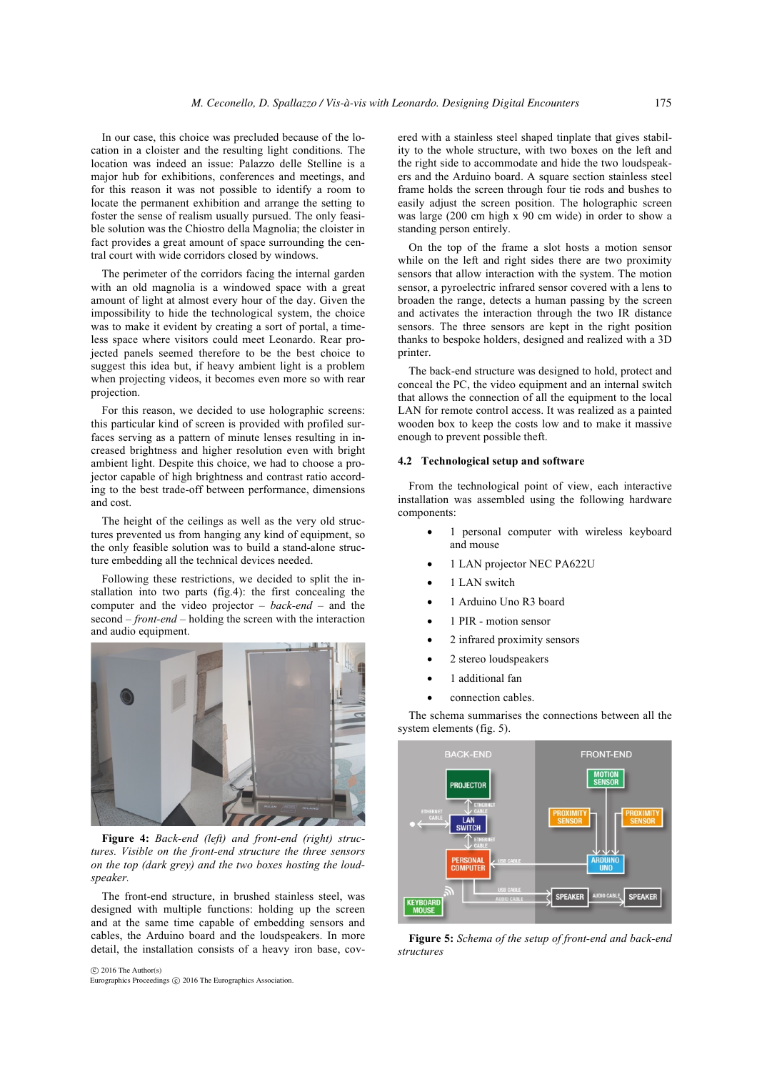In our case, this choice was precluded because of the location in a cloister and the resulting light conditions. The location was indeed an issue: Palazzo delle Stelline is a major hub for exhibitions, conferences and meetings, and for this reason it was not possible to identify a room to locate the permanent exhibition and arrange the setting to foster the sense of realism usually pursued. The only feasible solution was the Chiostro della Magnolia; the cloister in fact provides a great amount of space surrounding the central court with wide corridors closed by windows.

The perimeter of the corridors facing the internal garden with an old magnolia is a windowed space with a great amount of light at almost every hour of the day. Given the impossibility to hide the technological system, the choice was to make it evident by creating a sort of portal, a timeless space where visitors could meet Leonardo. Rear projected panels seemed therefore to be the best choice to suggest this idea but, if heavy ambient light is a problem when projecting videos, it becomes even more so with rear projection.

For this reason, we decided to use holographic screens: this particular kind of screen is provided with profiled surfaces serving as a pattern of minute lenses resulting in increased brightness and higher resolution even with bright ambient light. Despite this choice, we had to choose a projector capable of high brightness and contrast ratio according to the best trade-off between performance, dimensions and cost.

The height of the ceilings as well as the very old structures prevented us from hanging any kind of equipment, so the only feasible solution was to build a stand-alone structure embedding all the technical devices needed.

Following these restrictions, we decided to split the installation into two parts (fig.4): the first concealing the computer and the video projector – *back-end* – and the second – *front-end* – holding the screen with the interaction and audio equipment.

**Figure 4:** *Back-end (left) and front-end (right) structures. Visible on the front-end structure the three sensors on the top (dark grey) and the two boxes hosting the loudspeaker.*

The front-end structure, in brushed stainless steel, was designed with multiple functions: holding up the screen and at the same time capable of embedding sensors and cables, the Arduino board and the loudspeakers. In more detail, the installation consists of a heavy iron base, covered with a stainless steel shaped tinplate that gives stability to the whole structure, with two boxes on the left and the right side to accommodate and hide the two loudspeakers and the Arduino board. A square section stainless steel frame holds the screen through four tie rods and bushes to easily adjust the screen position. The holographic screen was large (200 cm high x 90 cm wide) in order to show a standing person entirely.

On the top of the frame a slot hosts a motion sensor while on the left and right sides there are two proximity sensors that allow interaction with the system. The motion sensor, a pyroelectric infrared sensor covered with a lens to broaden the range, detects a human passing by the screen and activates the interaction through the two IR distance sensors. The three sensors are kept in the right position thanks to bespoke holders, designed and realized with a 3D printer.

The back-end structure was designed to hold, protect and conceal the PC, the video equipment and an internal switch that allows the connection of all the equipment to the local LAN for remote control access. It was realized as a painted wooden box to keep the costs low and to make it massive enough to prevent possible theft.

### 4.2 Technological setup and software

From the technological point of view, each interactive installation was assembled using the following hardware components:

- 1 personal computer with wireless keyboard and mouse
- 1 LAN projector NEC PA622U
- 1 LAN switch
- 1 Arduino Uno R3 board
- 1 PIR - motion sensor
- 2 infrared proximity sensors
- 2 stereo loudspeakers
- 1 additional fan
- connection cables.

The schema summarises the connections between all the system elements (fig. 5).

**Figure 5:** *Schema of the setup of front-end and back-end structures*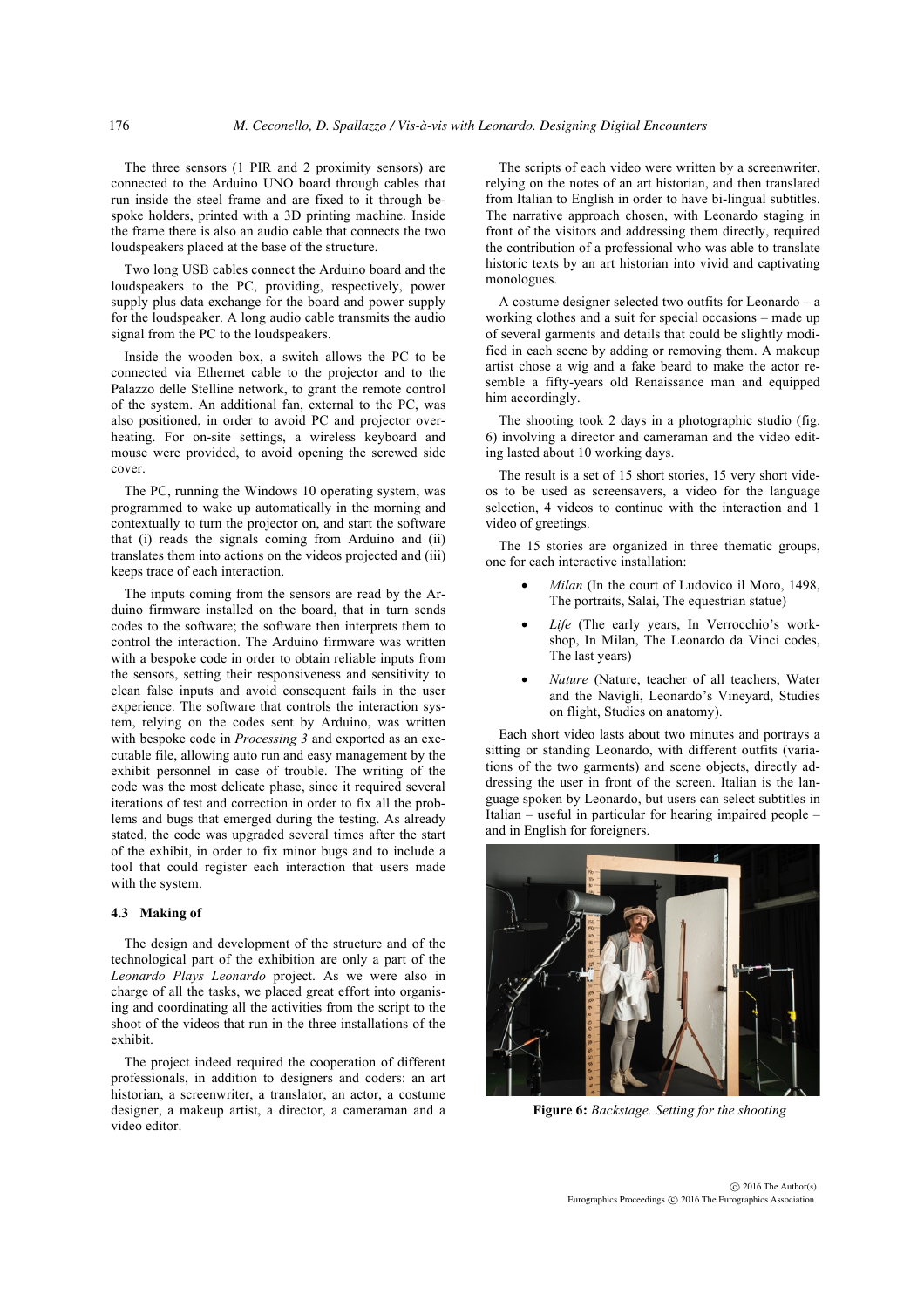The three sensors (1 PIR and 2 proximity sensors) are connected to the Arduino UNO board through cables that run inside the steel frame and are fixed to it through bespoke holders, printed with a 3D printing machine. Inside the frame there is also an audio cable that connects the two loudspeakers placed at the base of the structure.

Two long USB cables connect the Arduino board and the loudspeakers to the PC, providing, respectively, power supply plus data exchange for the board and power supply for the loudspeaker. A long audio cable transmits the audio signal from the PC to the loudspeakers.

Inside the wooden box, a switch allows the PC to be connected via Ethernet cable to the projector and to the Palazzo delle Stelline network, to grant the remote control of the system. An additional fan, external to the PC, was also positioned, in order to avoid PC and projector overheating. For on-site settings, a wireless keyboard and mouse were provided, to avoid opening the screwed side cover.

The PC, running the Windows 10 operating system, was programmed to wake up automatically in the morning and contextually to turn the projector on, and start the software that (i) reads the signals coming from Arduino and (ii) translates them into actions on the videos projected and (iii) keeps trace of each interaction.

The inputs coming from the sensors are read by the Arduino firmware installed on the board, that in turn sends codes to the software; the software then interprets them to control the interaction. The Arduino firmware was written with a bespoke code in order to obtain reliable inputs from the sensors, setting their responsiveness and sensitivity to clean false inputs and avoid consequent fails in the user experience. The software that controls the interaction system, relying on the codes sent by Arduino, was written with bespoke code in *Processing 3* and exported as an executable file, allowing auto run and easy management by the exhibit personnel in case of trouble. The writing of the code was the most delicate phase, since it required several iterations of test and correction in order to fix all the problems and bugs that emerged during the testing. As already stated, the code was upgraded several times after the start of the exhibit, in order to fix minor bugs and to include a tool that could register each interaction that users made with the system.

### 4.3 Making of

The design and development of the structure and of the technological part of the exhibition are only a part of the *Leonardo Plays Leonardo* project. As we were also in charge of all the tasks, we placed great effort into organising and coordinating all the activities from the script to the shoot of the videos that run in the three installations of the exhibit.

The project indeed required the cooperation of different professionals, in addition to designers and coders: an art historian, a screenwriter, a translator, an actor, a costume designer, a makeup artist, a director, a cameraman and a video editor.

The scripts of each video were written by a screenwriter, relying on the notes of an art historian, and then translated from Italian to English in order to have bi-lingual subtitles. The narrative approach chosen, with Leonardo staging in front of the visitors and addressing them directly, required the contribution of a professional who was able to translate historic texts by an art historian into vivid and captivating monologues.

A costume designer selected two outfits for Leonardo – ~~a~~ working clothes and a suit for special occasions – made up of several garments and details that could be slightly modified in each scene by adding or removing them. A makeup artist chose a wig and a fake beard to make the actor resemble a fifty-years old Renaissance man and equipped him accordingly.

The shooting took 2 days in a photographic studio (fig. 6) involving a director and cameraman and the video editing lasted about 10 working days.

The result is a set of 15 short stories, 15 very short videos to be used as screensavers, a video for the language selection, 4 videos to continue with the interaction and 1 video of greetings.

The 15 stories are organized in three thematic groups, one for each interactive installation:

- *Milan* (In the court of Ludovico il Moro, 1498, The portraits, Salai, The equestrian statue)
- *Life* (The early years, In Verrocchio's workshop, In Milan, The Leonardo da Vinci codes, The last years)
- *Nature* (Nature, teacher of all teachers, Water and the Navigli, Leonardo's Vineyard, Studies on flight, Studies on anatomy).

Each short video lasts about two minutes and portrays a sitting or standing Leonardo, with different outfits (variations of the two garments) and scene objects, directly addressing the user in front of the screen. Italian is the language spoken by Leonardo, but users can select subtitles in Italian – useful in particular for hearing impaired people – and in English for foreigners.

**Figure 6:** *Backstage. Setting for the shooting*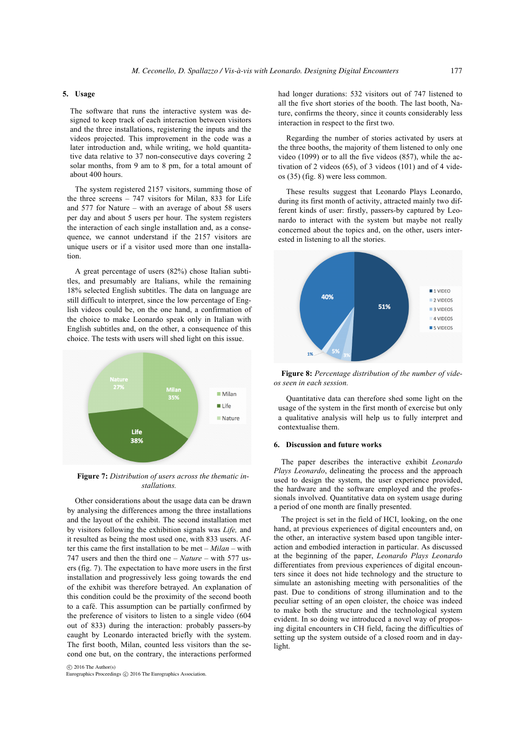## 5. Usage

The software that runs the interactive system was designed to keep track of each interaction between visitors and the three installations, registering the inputs and the videos projected. This improvement in the code was a later introduction and, while writing, we hold quantitative data relative to 37 non-consecutive days covering 2 solar months, from 9 am to 8 pm, for a total amount of about 400 hours.

The system registered 2157 visitors, summing those of the three screens – 747 visitors for Milan, 833 for Life and 577 for Nature – with an average of about 58 users per day and about 5 users per hour. The system registers the interaction of each single installation and, as a consequence, we cannot understand if the 2157 visitors are unique users or if a visitor used more than one installation.

A great percentage of users (82%) chose Italian subtitles, and presumably are Italians, while the remaining 18% selected English subtitles. The data on language are still difficult to interpret, since the low percentage of English videos could be, on the one hand, a confirmation of the choice to make Leonardo speak only in Italian with English subtitles and, on the other, a consequence of this choice. The tests with users will shed light on this issue.

**Figure 7:** *Distribution of users across the thematic installations.*

Other considerations about the usage data can be drawn by analysing the differences among the three installations and the layout of the exhibit. The second installation met by visitors following the exhibition signals was *Life,* and it resulted as being the most used one, with 833 users. After this came the first installation to be met – *Milan* – with 747 users and then the third one – *Nature* – with 577 users (fig. 7). The expectation to have more users in the first installation and progressively less going towards the end of the exhibit was therefore betrayed. An explanation of this condition could be the proximity of the second booth to a café. This assumption can be partially confirmed by the preference of visitors to listen to a single video (604 out of 833) during the interaction: probably passers-by caught by Leonardo interacted briefly with the system. The first booth, Milan, counted less visitors than the second one but, on the contrary, the interactions performed had longer durations: 532 visitors out of 747 listened to all the five short stories of the booth. The last booth, Nature, confirms the theory, since it counts considerably less interaction in respect to the first two.

Regarding the number of stories activated by users at the three booths, the majority of them listened to only one video (1099) or to all the five videos (857), while the activation of 2 videos (65), of 3 videos (101) and of 4 videos (35) (fig. 8) were less common.

These results suggest that Leonardo Plays Leonardo, during its first month of activity, attracted mainly two different kinds of user: firstly, passers-by captured by Leonardo to interact with the system but maybe not really concerned about the topics and, on the other, users interested in listening to all the stories.

**Figure 8:** *Percentage distribution of the number of videos seen in each session.*

Quantitative data can therefore shed some light on the usage of the system in the first month of exercise but only a qualitative analysis will help us to fully interpret and contextualise them.

## 6. Discussion and future works

The paper describes the interactive exhibit *Leonardo Plays Leonardo*, delineating the process and the approach used to design the system, the user experience provided, the hardware and the software employed and the professionals involved. Quantitative data on system usage during a period of one month are finally presented.

The project is set in the field of HCI, looking, on the one hand, at previous experiences of digital encounters and, on the other, an interactive system based upon tangible interaction and embodied interaction in particular. As discussed at the beginning of the paper, *Leonardo Plays Leonardo* differentiates from previous experiences of digital encounters since it does not hide technology and the structure to simulate an astonishing meeting with personalities of the past. Due to conditions of strong illumination and to the peculiar setting of an open cloister, the choice was indeed to make both the structure and the technological system evident. In so doing we introduced a novel way of proposing digital encounters in CH field, facing the difficulties of setting up the system outside of a closed room and in daylight.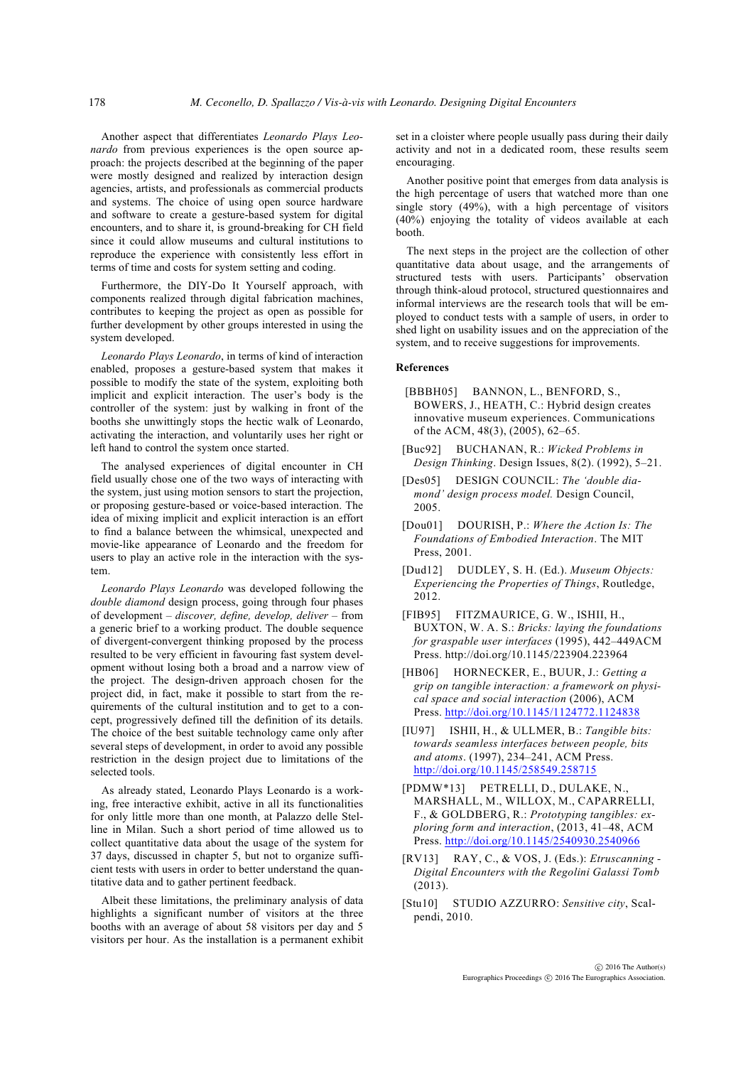Another aspect that differentiates *Leonardo Plays Leonardo* from previous experiences is the open source approach: the projects described at the beginning of the paper were mostly designed and realized by interaction design agencies, artists, and professionals as commercial products and systems. The choice of using open source hardware and software to create a gesture-based system for digital encounters, and to share it, is ground-breaking for CH field since it could allow museums and cultural institutions to reproduce the experience with consistently less effort in terms of time and costs for system setting and coding.

Furthermore, the DIY-Do It Yourself approach, with components realized through digital fabrication machines, contributes to keeping the project as open as possible for further development by other groups interested in using the system developed.

*Leonardo Plays Leonardo*, in terms of kind of interaction enabled, proposes a gesture-based system that makes it possible to modify the state of the system, exploiting both implicit and explicit interaction. The user's body is the controller of the system: just by walking in front of the booths she unwittingly stops the hectic walk of Leonardo, activating the interaction, and voluntarily uses her right or left hand to control the system once started.

The analysed experiences of digital encounter in CH field usually chose one of the two ways of interacting with the system, just using motion sensors to start the projection, or proposing gesture-based or voice-based interaction. The idea of mixing implicit and explicit interaction is an effort to find a balance between the whimsical, unexpected and movie-like appearance of Leonardo and the freedom for users to play an active role in the interaction with the system.

*Leonardo Plays Leonardo* was developed following the *double diamond* design process, going through four phases of development – *discover, define, develop, deliver* – from a generic brief to a working product. The double sequence of divergent-convergent thinking proposed by the process resulted to be very efficient in favouring fast system development without losing both a broad and a narrow view of the project. The design-driven approach chosen for the project did, in fact, make it possible to start from the requirements of the cultural institution and to get to a concept, progressively defined till the definition of its details. The choice of the best suitable technology came only after several steps of development, in order to avoid any possible restriction in the design project due to limitations of the selected tools.

As already stated, Leonardo Plays Leonardo is a working, free interactive exhibit, active in all its functionalities for only little more than one month, at Palazzo delle Stelline in Milan. Such a short period of time allowed us to collect quantitative data about the usage of the system for 37 days, discussed in chapter 5, but not to organize sufficient tests with users in order to better understand the quantitative data and to gather pertinent feedback.

Albeit these limitations, the preliminary analysis of data highlights a significant number of visitors at the three booths with an average of about 58 visitors per day and 5 visitors per hour. As the installation is a permanent exhibit set in a cloister where people usually pass during their daily activity and not in a dedicated room, these results seem encouraging.

Another positive point that emerges from data analysis is the high percentage of users that watched more than one single story (49%), with a high percentage of visitors (40%) enjoying the totality of videos available at each booth.

The next steps in the project are the collection of other quantitative data about usage, and the arrangements of structured tests with users. Participants' observation through think-aloud protocol, structured questionnaires and informal interviews are the research tools that will be employed to conduct tests with a sample of users, in order to shed light on usability issues and on the appreciation of the system, and to receive suggestions for improvements.

## References

[BBBH05] BANNON, L., BENFORD, S., BOWERS, J., HEATH, C.: Hybrid design creates innovative museum experiences. Communications of the ACM, 48(3), (2005), 62–65.

[Buc92] BUCHANAN, R.: *Wicked Problems in Design Thinking*. Design Issues, 8(2). (1992), 5–21.

[Des05] DESIGN COUNCIL: *The 'double diamond' design process model.* Design Council, 2005.

[Dou01] DOURISH, P.: *Where the Action Is: The Foundations of Embodied Interaction*. The MIT Press, 2001.

[Dud12] DUDLEY, S. H. (Ed.). *Museum Objects: Experiencing the Properties of Things*, Routledge, 2012.

[FIB95] FITZMAURICE, G. W., ISHII, H., BUXTON, W. A. S.: *Bricks: laying the foundations for graspable user interfaces* (1995), 442–449ACM Press. http://doi.org/10.1145/223904.223964

[HB06] HORNECKER, E., BUUR, J.: *Getting a grip on tangible interaction: a framework on physical space and social interaction* (2006), ACM Press. http://doi.org/10.1145/1124772.1124838

[IU97] ISHII, H., & ULLMER, B.: *Tangible bits: towards seamless interfaces between people, bits and atoms*. (1997), 234–241, ACM Press. http://doi.org/10.1145/258549.258715

[PDMW*13] PETRELLI, D., DULAKE, N., MARSHALL, M., WILLOX, M., CAPARRELLI, F., & GOLDBERG, R.: *Prototyping tangibles: exploring form and interaction*, (2013, 41–48, ACM Press. http://doi.org/10.1145/2540930.2540966

[RV13] RAY, C., & VOS, J. (Eds.): *Etruscanning - Digital Encounters with the Regolini Galassi Tomb* (2013).

[Stu10] STUDIO AZZURRO: *Sensitive city*, Scalpendi, 2010.